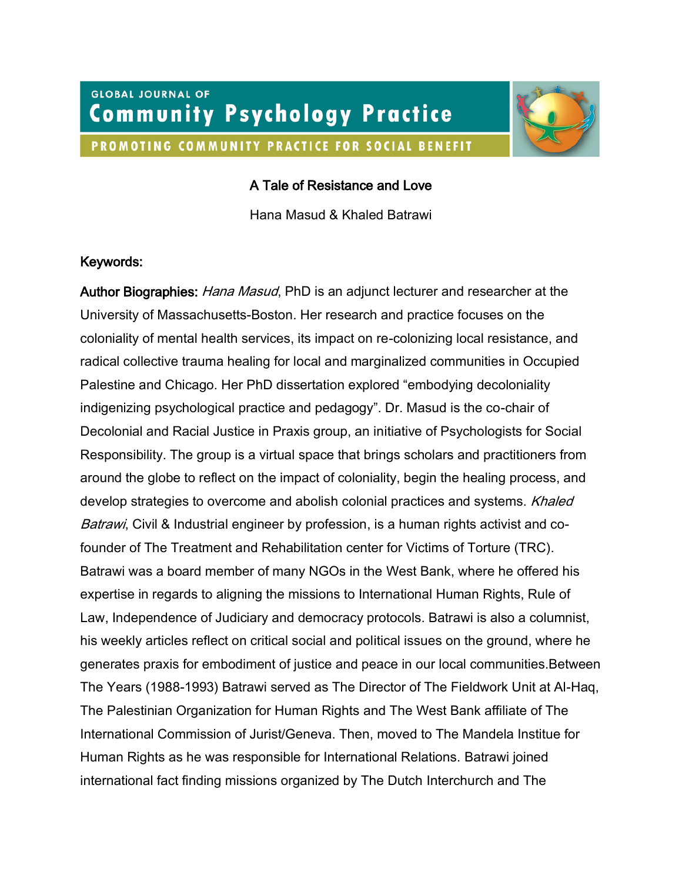# A Tale of Resistance and Love

Hana Masud & Khaled Batrawi

**Keywords:**

**Author Biographies:** *Hana Masud*, PhD is an adjunct lecturer and researcher at the University of Massachusetts-Boston. Her research and practice focuses on the coloniality of mental health services, its impact on re-colonizing local resistance, and radical collective trauma healing for local and marginalized communities in Occupied Palestine and Chicago. Her PhD dissertation explored "embodying decoloniality indigenizing psychological practice and pedagogy". Dr. Masud is the co-chair of Decolonial and Racial Justice in Praxis group, an initiative of Psychologists for Social Responsibility. The group is a virtual space that brings scholars and practitioners from around the globe to reflect on the impact of coloniality, begin the healing process, and develop strategies to overcome and abolish colonial practices and systems. *Khaled Batrawi*, Civil & Industrial engineer by profession, is a human rights activist and co-founder of The Treatment and Rehabilitation center for Victims of Torture (TRC). Batrawi was a board member of many NGOs in the West Bank, where he offered his expertise in regards to aligning the missions to International Human Rights, Rule of Law, Independence of Judiciary and democracy protocols. Batrawi is also a columnist, his weekly articles reflect on critical social and political issues on the ground, where he generates praxis for embodiment of justice and peace in our local communities.Between The Years (1988-1993) Batrawi served as The Director of The Fieldwork Unit at Al-Haq, The Palestinian Organization for Human Rights and The West Bank affiliate of The International Commission of Jurist/Geneva. Then, moved to The Mandela Institue for Human Rights as he was responsible for International Relations. Batrawi joined international fact finding missions organized by The Dutch Interchurch and The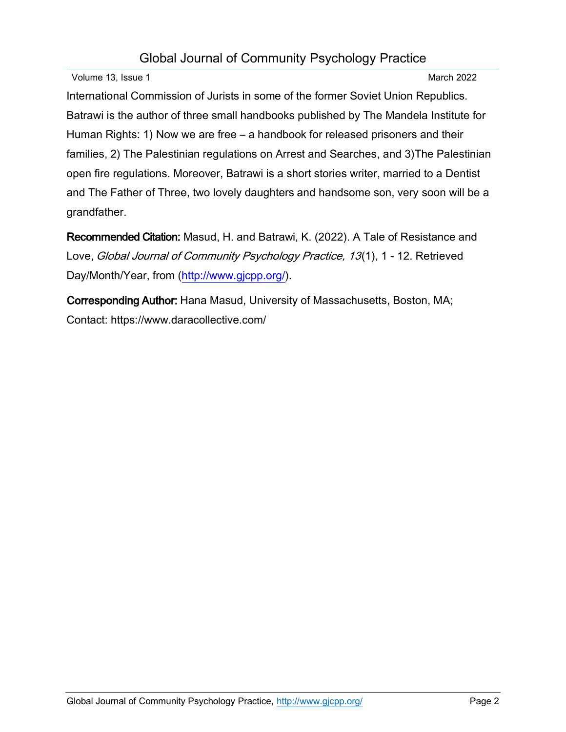International Commission of Jurists in some of the former Soviet Union Republics. Batrawi is the author of three small handbooks published by The Mandela Institute for Human Rights: 1) Now we are free – a handbook for released prisoners and their families, 2) The Palestinian regulations on Arrest and Searches, and 3)The Palestinian open fire regulations. Moreover, Batrawi is a short stories writer, married to a Dentist and The Father of Three, two lovely daughters and handsome son, very soon will be a grandfather.

**Recommended Citation:** Masud, H. and Batrawi, K. (2022). A Tale of Resistance and Love, *Global Journal of Community Psychology Practice, 13*(1), 1 - 12. Retrieved Day/Month/Year, from (http://www.gjcpp.org/).

**Corresponding Author:** Hana Masud, University of Massachusetts, Boston, MA; Contact: https://www.daracollective.com/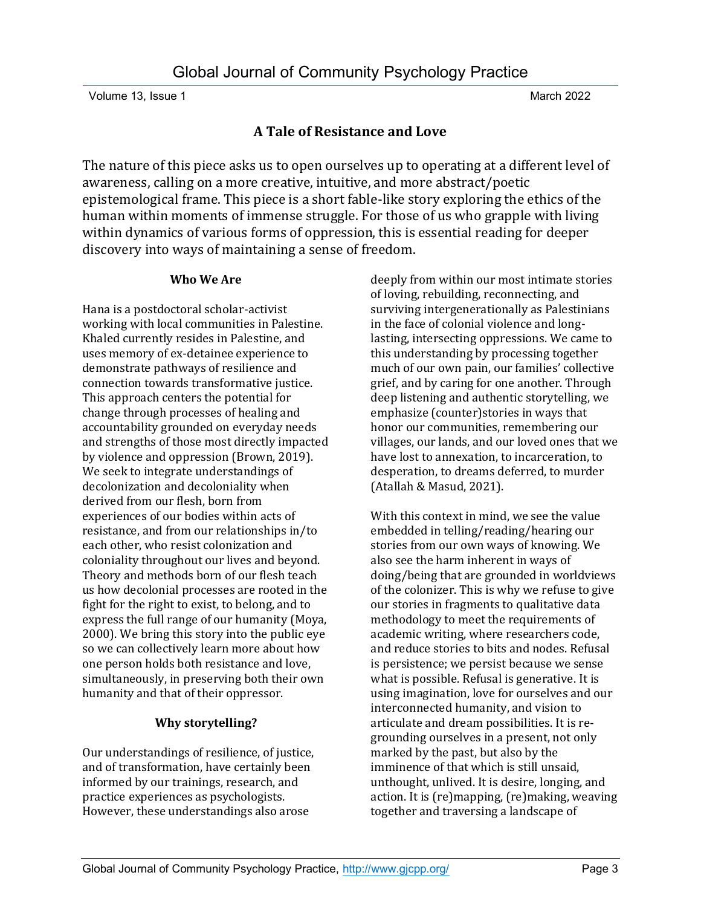## A Tale of Resistance and Love

The nature of this piece asks us to open ourselves up to operating at a different level of awareness, calling on a more creative, intuitive, and more abstract/poetic epistemological frame. This piece is a short fable-like story exploring the ethics of the human within moments of immense struggle. For those of us who grapple with living within dynamics of various forms of oppression, this is essential reading for deeper discovery into ways of maintaining a sense of freedom.

### Who We Are

Hana is a postdoctoral scholar-activist working with local communities in Palestine. Khaled currently resides in Palestine, and uses memory of ex-detainee experience to demonstrate pathways of resilience and connection towards transformative justice. This approach centers the potential for change through processes of healing and accountability grounded on everyday needs and strengths of those most directly impacted by violence and oppression (Brown, 2019). We seek to integrate understandings of decolonization and decoloniality when derived from our flesh, born from experiences of our bodies within acts of resistance, and from our relationships in/to each other, who resist colonization and coloniality throughout our lives and beyond. Theory and methods born of our flesh teach us how decolonial processes are rooted in the fight for the right to exist, to belong, and to express the full range of our humanity (Moya, 2000). We bring this story into the public eye so we can collectively learn more about how one person holds both resistance and love, simultaneously, in preserving both their own humanity and that of their oppressor.

### Why storytelling?

Our understandings of resilience, of justice, and of transformation, have certainly been informed by our trainings, research, and practice experiences as psychologists. However, these understandings also arose deeply from within our most intimate stories of loving, rebuilding, reconnecting, and surviving intergenerationally as Palestinians in the face of colonial violence and long-lasting, intersecting oppressions. We came to this understanding by processing together much of our own pain, our families' collective grief, and by caring for one another. Through deep listening and authentic storytelling, we emphasize (counter)stories in ways that honor our communities, remembering our villages, our lands, and our loved ones that we have lost to annexation, to incarceration, to desperation, to dreams deferred, to murder (Atallah & Masud, 2021).

With this context in mind, we see the value embedded in telling/reading/hearing our stories from our own ways of knowing. We also see the harm inherent in ways of doing/being that are grounded in worldviews of the colonizer. This is why we refuse to give our stories in fragments to qualitative data methodology to meet the requirements of academic writing, where researchers code, and reduce stories to bits and nodes. Refusal is persistence; we persist because we sense what is possible. Refusal is generative. It is using imagination, love for ourselves and our interconnected humanity, and vision to articulate and dream possibilities. It is re-grounding ourselves in a present, not only marked by the past, but also by the imminence of that which is still unsaid, unthought, unlived. It is desire, longing, and action. It is (re)mapping, (re)making, weaving together and traversing a landscape of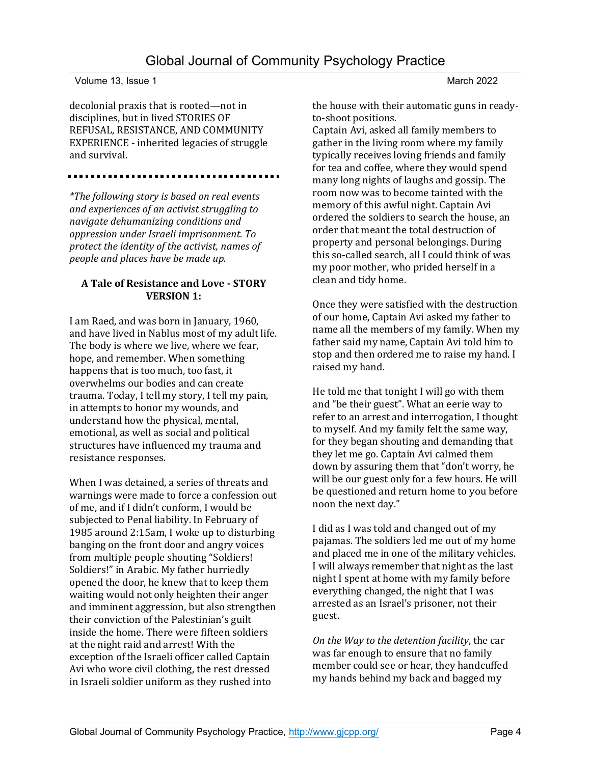decolonial praxis that is rooted—not in disciplines, but in lived STORIES OF REFUSAL, RESISTANCE, AND COMMUNITY EXPERIENCE - inherited legacies of struggle and survival.

---

*\*The following story is based on real events and experiences of an activist struggling to navigate dehumanizing conditions and oppression under Israeli imprisonment. To protect the identity of the activist, names of people and places have be made up.*

**A Tale of Resistance and Love - STORY VERSION 1:**

I am Raed, and was born in January, 1960, and have lived in Nablus most of my adult life. The body is where we live, where we fear, hope, and remember. When something happens that is too much, too fast, it overwhelms our bodies and can create trauma. Today, I tell my story, I tell my pain, in attempts to honor my wounds, and understand how the physical, mental, emotional, as well as social and political structures have influenced my trauma and resistance responses.

When I was detained, a series of threats and warnings were made to force a confession out of me, and if I didn't conform, I would be subjected to Penal liability. In February of 1985 around 2:15am, I woke up to disturbing banging on the front door and angry voices from multiple people shouting "Soldiers! Soldiers!" in Arabic. My father hurriedly opened the door, he knew that to keep them waiting would not only heighten their anger and imminent aggression, but also strengthen their conviction of the Palestinian's guilt inside the home. There were fifteen soldiers at the night raid and arrest! With the exception of the Israeli officer called Captain Avi who wore civil clothing, the rest dressed in Israeli soldier uniform as they rushed into the house with their automatic guns in ready-to-shoot positions.

Captain Avi, asked all family members to gather in the living room where my family typically receives loving friends and family for tea and coffee, where they would spend many long nights of laughs and gossip. The room now was to become tainted with the memory of this awful night. Captain Avi ordered the soldiers to search the house, an order that meant the total destruction of property and personal belongings. During this so-called search, all I could think of was my poor mother, who prided herself in a clean and tidy home.

Once they were satisfied with the destruction of our home, Captain Avi asked my father to name all the members of my family. When my father said my name, Captain Avi told him to stop and then ordered me to raise my hand. I raised my hand.

He told me that tonight I will go with them and "be their guest". What an eerie way to refer to an arrest and interrogation, I thought to myself. And my family felt the same way, for they began shouting and demanding that they let me go. Captain Avi calmed them down by assuring them that "don't worry, he will be our guest only for a few hours. He will be questioned and return home to you before noon the next day."

I did as I was told and changed out of my pajamas. The soldiers led me out of my home and placed me in one of the military vehicles. I will always remember that night as the last night I spent at home with my family before everything changed, the night that I was arrested as an Israel's prisoner, not their guest.

*On the Way to the detention facility*, the car was far enough to ensure that no family member could see or hear, they handcuffed my hands behind my back and bagged my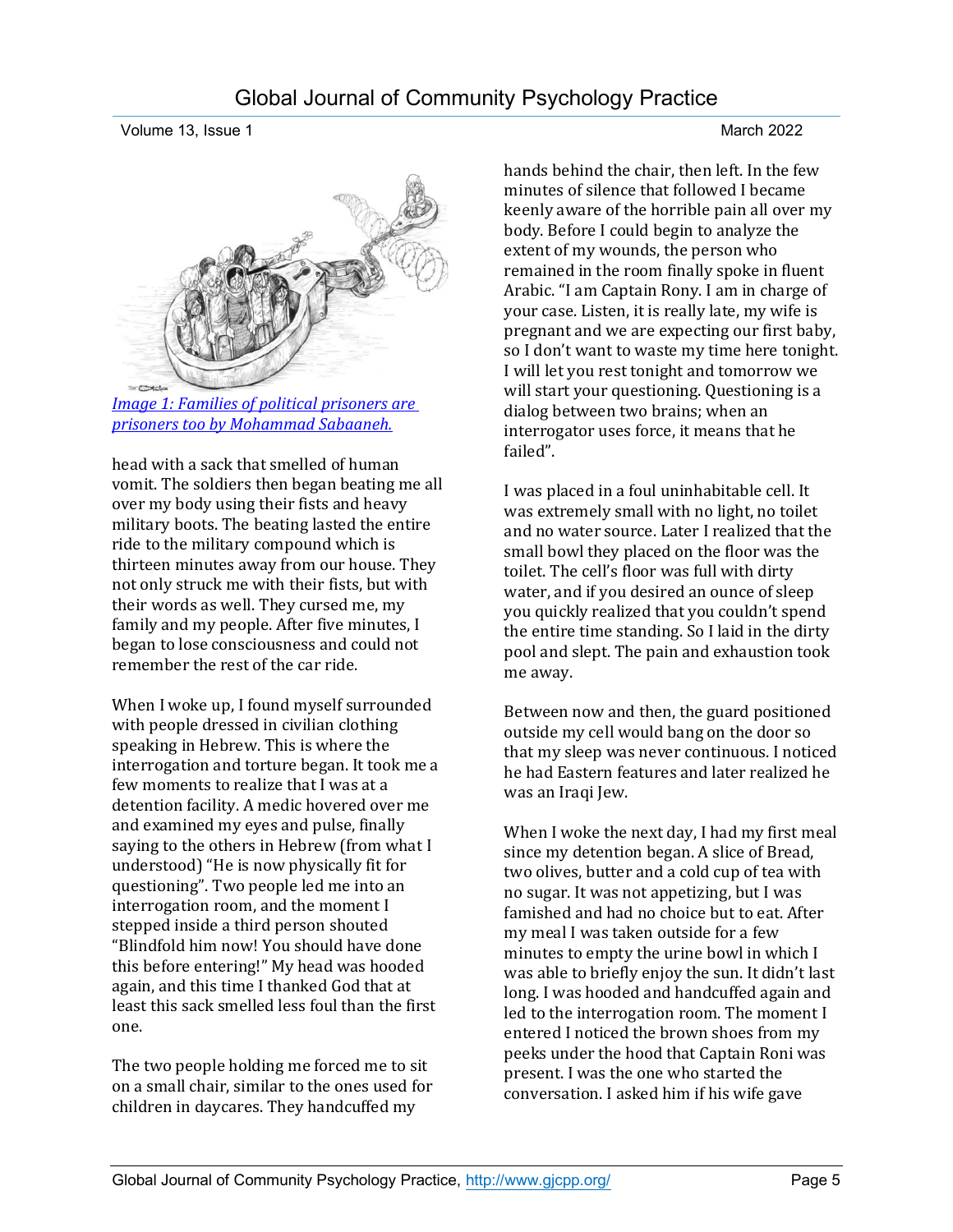[Image 1: Families of political prisoners are prisoners too by Mohammad Sabaaneh.](#)

head with a sack that smelled of human vomit. The soldiers then began beating me all over my body using their fists and heavy military boots. The beating lasted the entire ride to the military compound which is thirteen minutes away from our house. They not only struck me with their fists, but with their words as well. They cursed me, my family and my people. After five minutes, I began to lose consciousness and could not remember the rest of the car ride.

When I woke up, I found myself surrounded with people dressed in civilian clothing speaking in Hebrew. This is where the interrogation and torture began. It took me a few moments to realize that I was at a detention facility. A medic hovered over me and examined my eyes and pulse, finally saying to the others in Hebrew (from what I understood) "He is now physically fit for questioning". Two people led me into an interrogation room, and the moment I stepped inside a third person shouted "Blindfold him now! You should have done this before entering!" My head was hooded again, and this time I thanked God that at least this sack smelled less foul than the first one.

The two people holding me forced me to sit on a small chair, similar to the ones used for children in daycares. They handcuffed my hands behind the chair, then left. In the few minutes of silence that followed I became keenly aware of the horrible pain all over my body. Before I could begin to analyze the extent of my wounds, the person who remained in the room finally spoke in fluent Arabic. "I am Captain Rony. I am in charge of your case. Listen, it is really late, my wife is pregnant and we are expecting our first baby, so I don't want to waste my time here tonight. I will let you rest tonight and tomorrow we will start your questioning. Questioning is a dialog between two brains; when an interrogator uses force, it means that he failed".

I was placed in a foul uninhabitable cell. It was extremely small with no light, no toilet and no water source. Later I realized that the small bowl they placed on the floor was the toilet. The cell's floor was full with dirty water, and if you desired an ounce of sleep you quickly realized that you couldn't spend the entire time standing. So I laid in the dirty pool and slept. The pain and exhaustion took me away.

Between now and then, the guard positioned outside my cell would bang on the door so that my sleep was never continuous. I noticed he had Eastern features and later realized he was an Iraqi Jew.

When I woke the next day, I had my first meal since my detention began. A slice of Bread, two olives, butter and a cold cup of tea with no sugar. It was not appetizing, but I was famished and had no choice but to eat. After my meal I was taken outside for a few minutes to empty the urine bowl in which I was able to briefly enjoy the sun. It didn't last long. I was hooded and handcuffed again and led to the interrogation room. The moment I entered I noticed the brown shoes from my peeks under the hood that Captain Roni was present. I was the one who started the conversation. I asked him if his wife gave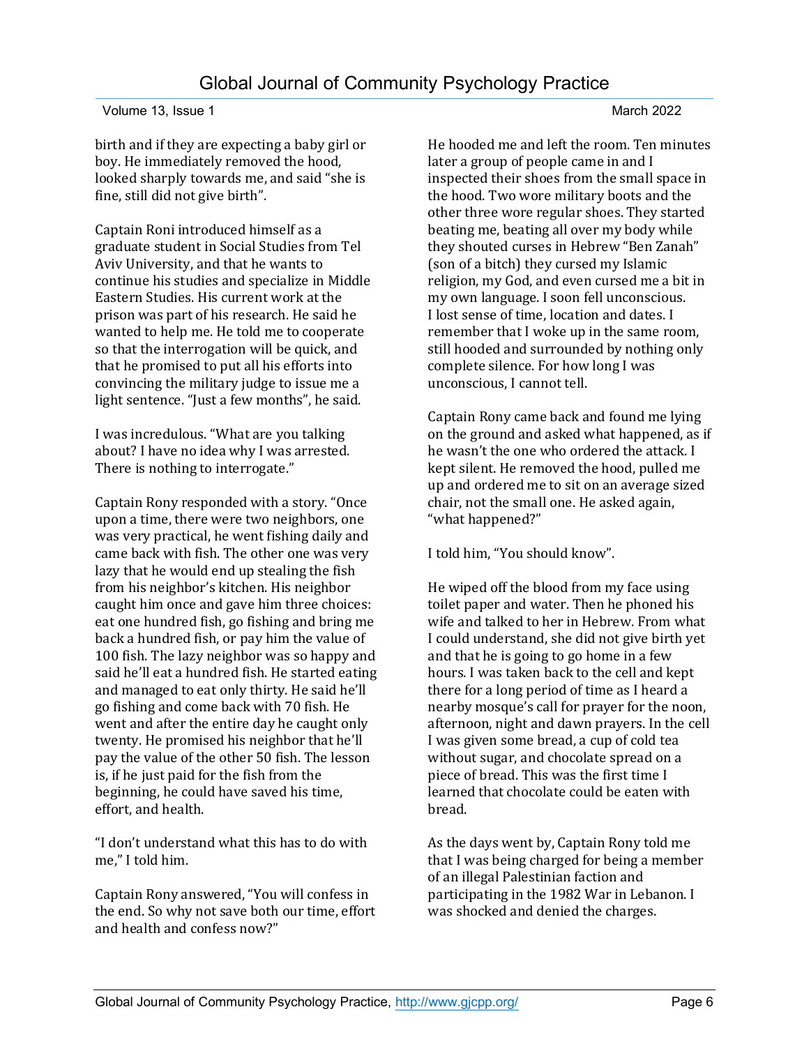birth and if they are expecting a baby girl or boy. He immediately removed the hood, looked sharply towards me, and said "she is fine, still did not give birth".

Captain Roni introduced himself as a graduate student in Social Studies from Tel Aviv University, and that he wants to continue his studies and specialize in Middle Eastern Studies. His current work at the prison was part of his research. He said he wanted to help me. He told me to cooperate so that the interrogation will be quick, and that he promised to put all his efforts into convincing the military judge to issue me a light sentence. "Just a few months", he said.

I was incredulous. "What are you talking about? I have no idea why I was arrested. There is nothing to interrogate."

Captain Rony responded with a story. "Once upon a time, there were two neighbors, one was very practical, he went fishing daily and came back with fish. The other one was very lazy that he would end up stealing the fish from his neighbor's kitchen. His neighbor caught him once and gave him three choices: eat one hundred fish, go fishing and bring me back a hundred fish, or pay him the value of 100 fish. The lazy neighbor was so happy and said he'll eat a hundred fish. He started eating and managed to eat only thirty. He said he'll go fishing and come back with 70 fish. He went and after the entire day he caught only twenty. He promised his neighbor that he'll pay the value of the other 50 fish. The lesson is, if he just paid for the fish from the beginning, he could have saved his time, effort, and health.

"I don't understand what this has to do with me," I told him.

Captain Rony answered, "You will confess in the end. So why not save both our time, effort and health and confess now?"

He hooded me and left the room. Ten minutes later a group of people came in and I inspected their shoes from the small space in the hood. Two wore military boots and the other three wore regular shoes. They started beating me, beating all over my body while they shouted curses in Hebrew "Ben Zanah" (son of a bitch) they cursed my Islamic religion, my God, and even cursed me a bit in my own language. I soon fell unconscious. I lost sense of time, location and dates. I remember that I woke up in the same room, still hooded and surrounded by nothing only complete silence. For how long I was unconscious, I cannot tell.

Captain Rony came back and found me lying on the ground and asked what happened, as if he wasn't the one who ordered the attack. I kept silent. He removed the hood, pulled me up and ordered me to sit on an average sized chair, not the small one. He asked again, "what happened?"

I told him, "You should know".

He wiped off the blood from my face using toilet paper and water. Then he phoned his wife and talked to her in Hebrew. From what I could understand, she did not give birth yet and that he is going to go home in a few hours. I was taken back to the cell and kept there for a long period of time as I heard a nearby mosque's call for prayer for the noon, afternoon, night and dawn prayers. In the cell I was given some bread, a cup of cold tea without sugar, and chocolate spread on a piece of bread. This was the first time I learned that chocolate could be eaten with bread.

As the days went by, Captain Rony told me that I was being charged for being a member of an illegal Palestinian faction and participating in the 1982 War in Lebanon. I was shocked and denied the charges.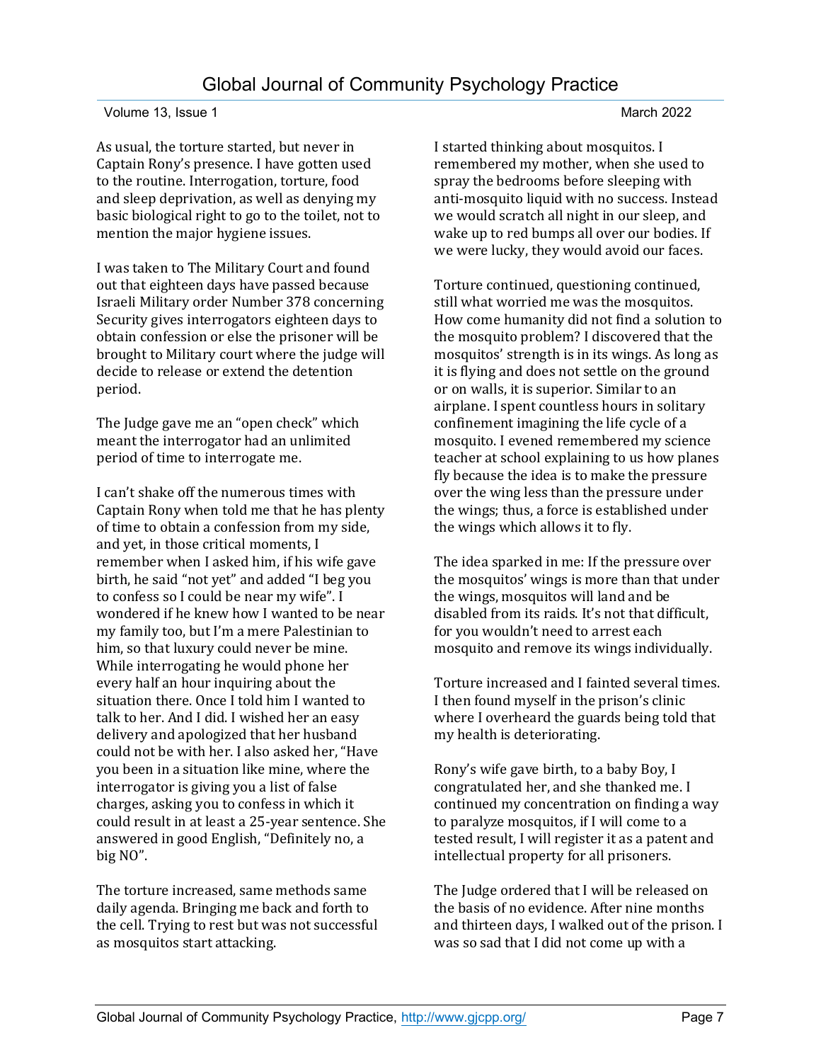As usual, the torture started, but never in Captain Rony's presence. I have gotten used to the routine. Interrogation, torture, food and sleep deprivation, as well as denying my basic biological right to go to the toilet, not to mention the major hygiene issues.

I was taken to The Military Court and found out that eighteen days have passed because Israeli Military order Number 378 concerning Security gives interrogators eighteen days to obtain confession or else the prisoner will be brought to Military court where the judge will decide to release or extend the detention period.

The Judge gave me an "open check" which meant the interrogator had an unlimited period of time to interrogate me.

I can't shake off the numerous times with Captain Rony when told me that he has plenty of time to obtain a confession from my side, and yet, in those critical moments, I remember when I asked him, if his wife gave birth, he said "not yet" and added "I beg you to confess so I could be near my wife". I wondered if he knew how I wanted to be near my family too, but I'm a mere Palestinian to him, so that luxury could never be mine. While interrogating he would phone her every half an hour inquiring about the situation there. Once I told him I wanted to talk to her. And I did. I wished her an easy delivery and apologized that her husband could not be with her. I also asked her, "Have you been in a situation like mine, where the interrogator is giving you a list of false charges, asking you to confess in which it could result in at least a 25-year sentence. She answered in good English, "Definitely no, a big NO".

The torture increased, same methods same daily agenda. Bringing me back and forth to the cell. Trying to rest but was not successful as mosquitos start attacking.

I started thinking about mosquitos. I remembered my mother, when she used to spray the bedrooms before sleeping with anti-mosquito liquid with no success. Instead we would scratch all night in our sleep, and wake up to red bumps all over our bodies. If we were lucky, they would avoid our faces.

Torture continued, questioning continued, still what worried me was the mosquitos. How come humanity did not find a solution to the mosquito problem? I discovered that the mosquitos' strength is in its wings. As long as it is flying and does not settle on the ground or on walls, it is superior. Similar to an airplane. I spent countless hours in solitary confinement imagining the life cycle of a mosquito. I evened remembered my science teacher at school explaining to us how planes fly because the idea is to make the pressure over the wing less than the pressure under the wings; thus, a force is established under the wings which allows it to fly.

The idea sparked in me: If the pressure over the mosquitos' wings is more than that under the wings, mosquitos will land and be disabled from its raids. It's not that difficult, for you wouldn't need to arrest each mosquito and remove its wings individually.

Torture increased and I fainted several times. I then found myself in the prison's clinic where I overheard the guards being told that my health is deteriorating.

Rony's wife gave birth, to a baby Boy, I congratulated her, and she thanked me. I continued my concentration on finding a way to paralyze mosquitos, if I will come to a tested result, I will register it as a patent and intellectual property for all prisoners.

The Judge ordered that I will be released on the basis of no evidence. After nine months and thirteen days, I walked out of the prison. I was so sad that I did not come up with a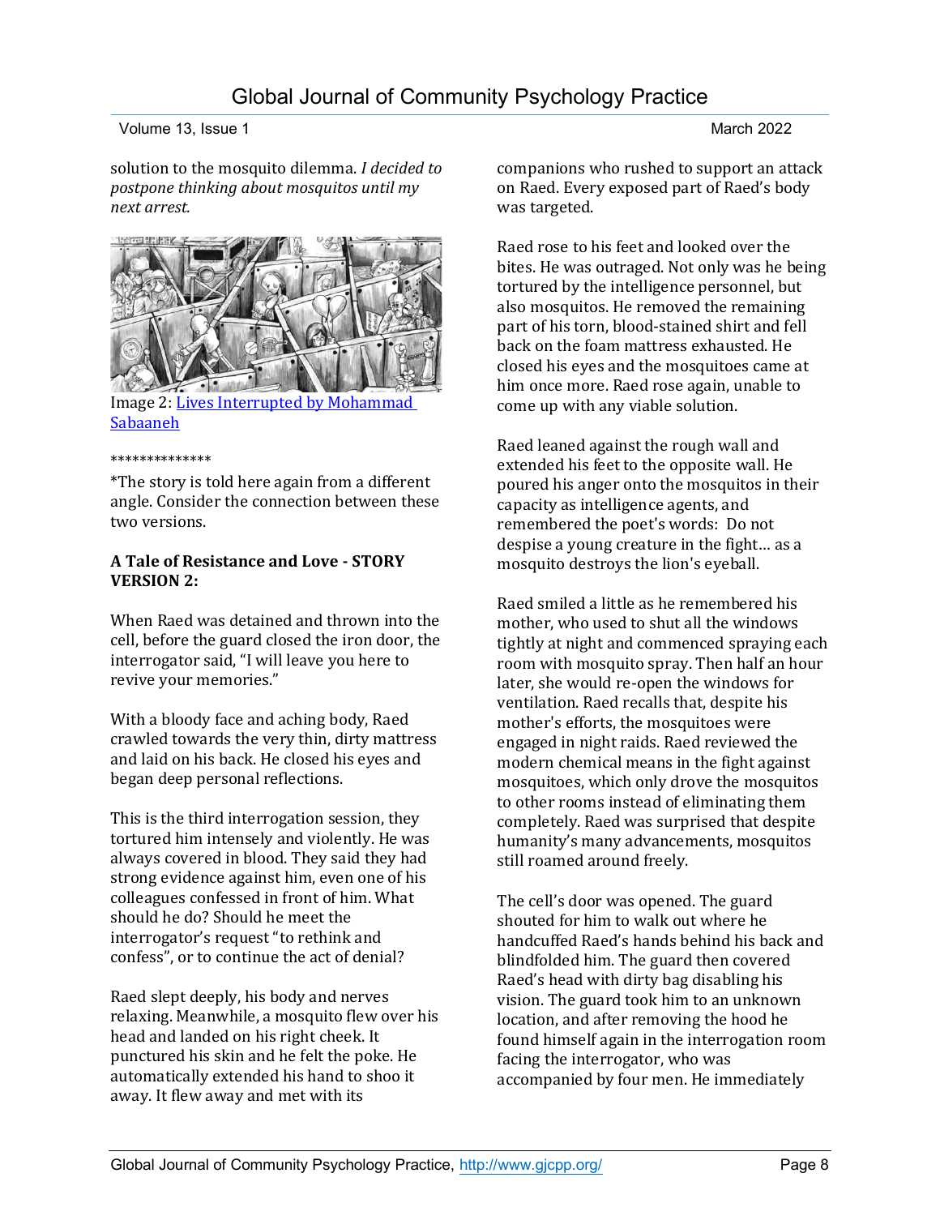solution to the mosquito dilemma. *I decided to postpone thinking about mosquitos until my next arrest.*

Image 2: [Lives Interrupted by Mohammad Sabaaneh]

**************

*The story is told here again from a different angle. Consider the connection between these two versions.

**A Tale of Resistance and Love - STORY VERSION 2:**

When Raed was detained and thrown into the cell, before the guard closed the iron door, the interrogator said, "I will leave you here to revive your memories."

With a bloody face and aching body, Raed crawled towards the very thin, dirty mattress and laid on his back. He closed his eyes and began deep personal reflections.

This is the third interrogation session, they tortured him intensely and violently. He was always covered in blood. They said they had strong evidence against him, even one of his colleagues confessed in front of him. What should he do? Should he meet the interrogator's request "to rethink and confess", or to continue the act of denial?

Raed slept deeply, his body and nerves relaxing. Meanwhile, a mosquito flew over his head and landed on his right cheek. It punctured his skin and he felt the poke. He automatically extended his hand to shoo it away. It flew away and met with its companions who rushed to support an attack on Raed. Every exposed part of Raed's body was targeted.

Raed rose to his feet and looked over the bites. He was outraged. Not only was he being tortured by the intelligence personnel, but also mosquitos. He removed the remaining part of his torn, blood-stained shirt and fell back on the foam mattress exhausted. He closed his eyes and the mosquitoes came at him once more. Raed rose again, unable to come up with any viable solution.

Raed leaned against the rough wall and extended his feet to the opposite wall. He poured his anger onto the mosquitos in their capacity as intelligence agents, and remembered the poet's words: Do not despise a young creature in the fight… as a mosquito destroys the lion's eyeball.

Raed smiled a little as he remembered his mother, who used to shut all the windows tightly at night and commenced spraying each room with mosquito spray. Then half an hour later, she would re-open the windows for ventilation. Raed recalls that, despite his mother's efforts, the mosquitoes were engaged in night raids. Raed reviewed the modern chemical means in the fight against mosquitoes, which only drove the mosquitos to other rooms instead of eliminating them completely. Raed was surprised that despite humanity's many advancements, mosquitos still roamed around freely.

The cell's door was opened. The guard shouted for him to walk out where he handcuffed Raed's hands behind his back and blindfolded him. The guard then covered Raed's head with dirty bag disabling his vision. The guard took him to an unknown location, and after removing the hood he found himself again in the interrogation room facing the interrogator, who was accompanied by four men. He immediately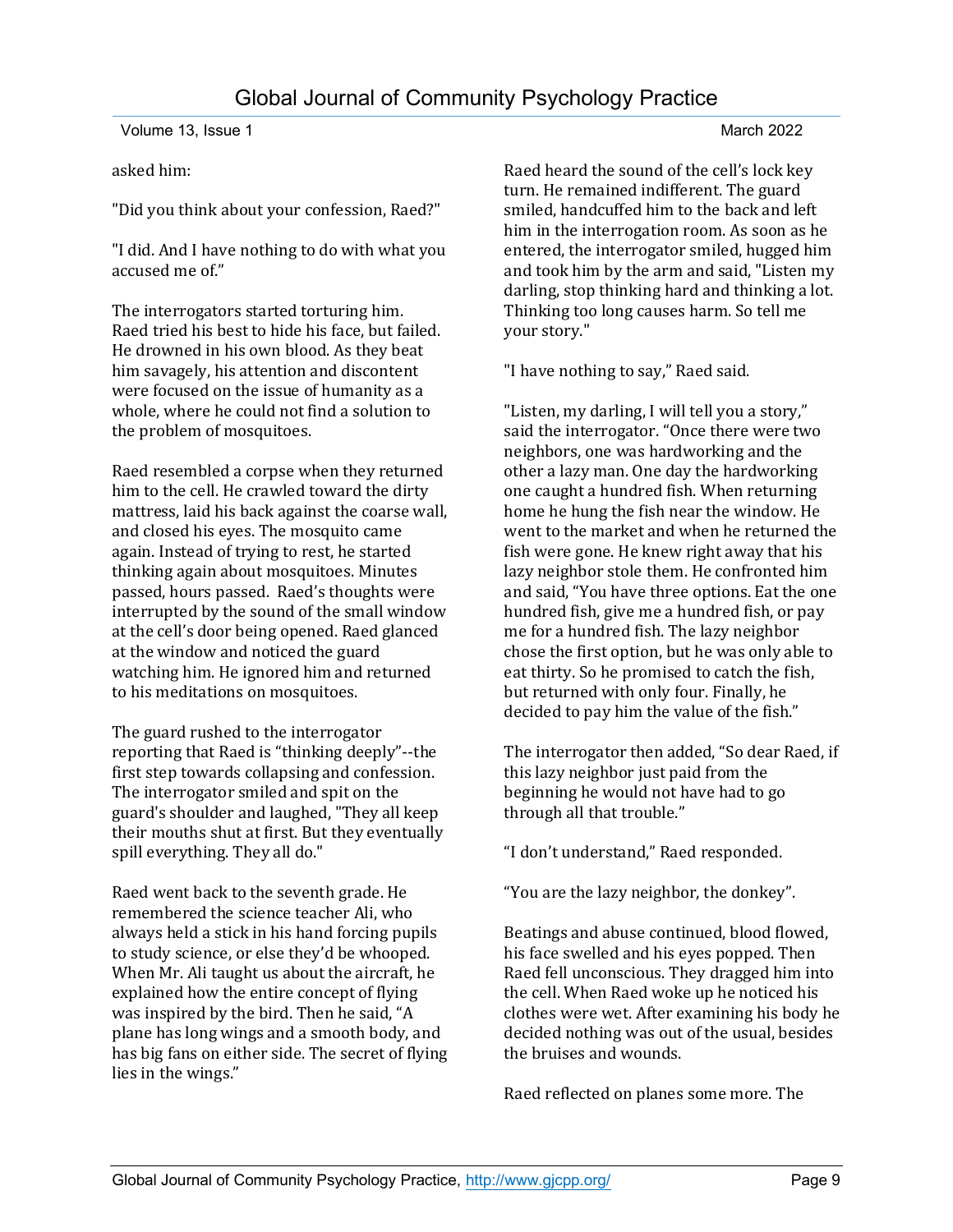asked him:

"Did you think about your confession, Raed?"

"I did. And I have nothing to do with what you accused me of."

The interrogators started torturing him. Raed tried his best to hide his face, but failed. He drowned in his own blood. As they beat him savagely, his attention and discontent were focused on the issue of humanity as a whole, where he could not find a solution to the problem of mosquitoes.

Raed resembled a corpse when they returned him to the cell. He crawled toward the dirty mattress, laid his back against the coarse wall, and closed his eyes. The mosquito came again. Instead of trying to rest, he started thinking again about mosquitoes. Minutes passed, hours passed. Raed's thoughts were interrupted by the sound of the small window at the cell's door being opened. Raed glanced at the window and noticed the guard watching him. He ignored him and returned to his meditations on mosquitoes.

The guard rushed to the interrogator reporting that Raed is "thinking deeply"--the first step towards collapsing and confession. The interrogator smiled and spit on the guard's shoulder and laughed, "They all keep their mouths shut at first. But they eventually spill everything. They all do."

Raed went back to the seventh grade. He remembered the science teacher Ali, who always held a stick in his hand forcing pupils to study science, or else they'd be whooped. When Mr. Ali taught us about the aircraft, he explained how the entire concept of flying was inspired by the bird. Then he said, "A plane has long wings and a smooth body, and has big fans on either side. The secret of flying lies in the wings."

Raed heard the sound of the cell's lock key turn. He remained indifferent. The guard smiled, handcuffed him to the back and left him in the interrogation room. As soon as he entered, the interrogator smiled, hugged him and took him by the arm and said, "Listen my darling, stop thinking hard and thinking a lot. Thinking too long causes harm. So tell me your story."

"I have nothing to say," Raed said.

"Listen, my darling, I will tell you a story," said the interrogator. "Once there were two neighbors, one was hardworking and the other a lazy man. One day the hardworking one caught a hundred fish. When returning home he hung the fish near the window. He went to the market and when he returned the fish were gone. He knew right away that his lazy neighbor stole them. He confronted him and said, "You have three options. Eat the one hundred fish, give me a hundred fish, or pay me for a hundred fish. The lazy neighbor chose the first option, but he was only able to eat thirty. So he promised to catch the fish, but returned with only four. Finally, he decided to pay him the value of the fish."

The interrogator then added, "So dear Raed, if this lazy neighbor just paid from the beginning he would not have had to go through all that trouble."

"I don't understand," Raed responded.

"You are the lazy neighbor, the donkey".

Beatings and abuse continued, blood flowed, his face swelled and his eyes popped. Then Raed fell unconscious. They dragged him into the cell. When Raed woke up he noticed his clothes were wet. After examining his body he decided nothing was out of the usual, besides the bruises and wounds.

Raed reflected on planes some more. The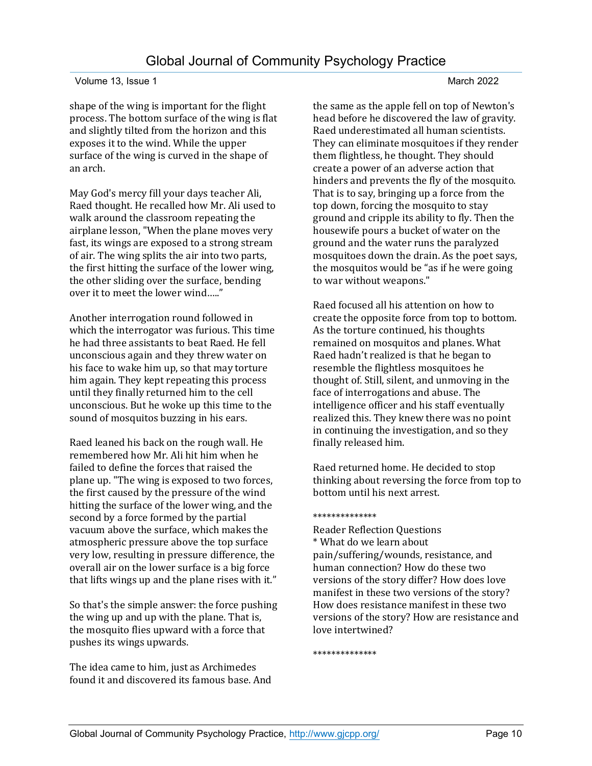shape of the wing is important for the flight process. The bottom surface of the wing is flat and slightly tilted from the horizon and this exposes it to the wind. While the upper surface of the wing is curved in the shape of an arch.

May God's mercy fill your days teacher Ali, Raed thought. He recalled how Mr. Ali used to walk around the classroom repeating the airplane lesson, "When the plane moves very fast, its wings are exposed to a strong stream of air. The wing splits the air into two parts, the first hitting the surface of the lower wing, the other sliding over the surface, bending over it to meet the lower wind….."

Another interrogation round followed in which the interrogator was furious. This time he had three assistants to beat Raed. He fell unconscious again and they threw water on his face to wake him up, so that may torture him again. They kept repeating this process until they finally returned him to the cell unconscious. But he woke up this time to the sound of mosquitos buzzing in his ears.

Raed leaned his back on the rough wall. He remembered how Mr. Ali hit him when he failed to define the forces that raised the plane up. "The wing is exposed to two forces, the first caused by the pressure of the wind hitting the surface of the lower wing, and the second by a force formed by the partial vacuum above the surface, which makes the atmospheric pressure above the top surface very low, resulting in pressure difference, the overall air on the lower surface is a big force that lifts wings up and the plane rises with it."

So that's the simple answer: the force pushing the wing up and up with the plane. That is, the mosquito flies upward with a force that pushes its wings upwards.

The idea came to him, just as Archimedes found it and discovered its famous base. And the same as the apple fell on top of Newton's head before he discovered the law of gravity. Raed underestimated all human scientists. They can eliminate mosquitoes if they render them flightless, he thought. They should create a power of an adverse action that hinders and prevents the fly of the mosquito. That is to say, bringing up a force from the top down, forcing the mosquito to stay ground and cripple its ability to fly. Then the housewife pours a bucket of water on the ground and the water runs the paralyzed mosquitoes down the drain. As the poet says, the mosquitos would be "as if he were going to war without weapons."

Raed focused all his attention on how to create the opposite force from top to bottom. As the torture continued, his thoughts remained on mosquitos and planes. What Raed hadn't realized is that he began to resemble the flightless mosquitoes he thought of. Still, silent, and unmoving in the face of interrogations and abuse. The intelligence officer and his staff eventually realized this. They knew there was no point in continuing the investigation, and so they finally released him.

Raed returned home. He decided to stop thinking about reversing the force from top to bottom until his next arrest.

**************

Reader Reflection Questions

* What do we learn about pain/suffering/wounds, resistance, and human connection? How do these two versions of the story differ? How does love manifest in these two versions of the story? How does resistance manifest in these two versions of the story? How are resistance and love intertwined?

**************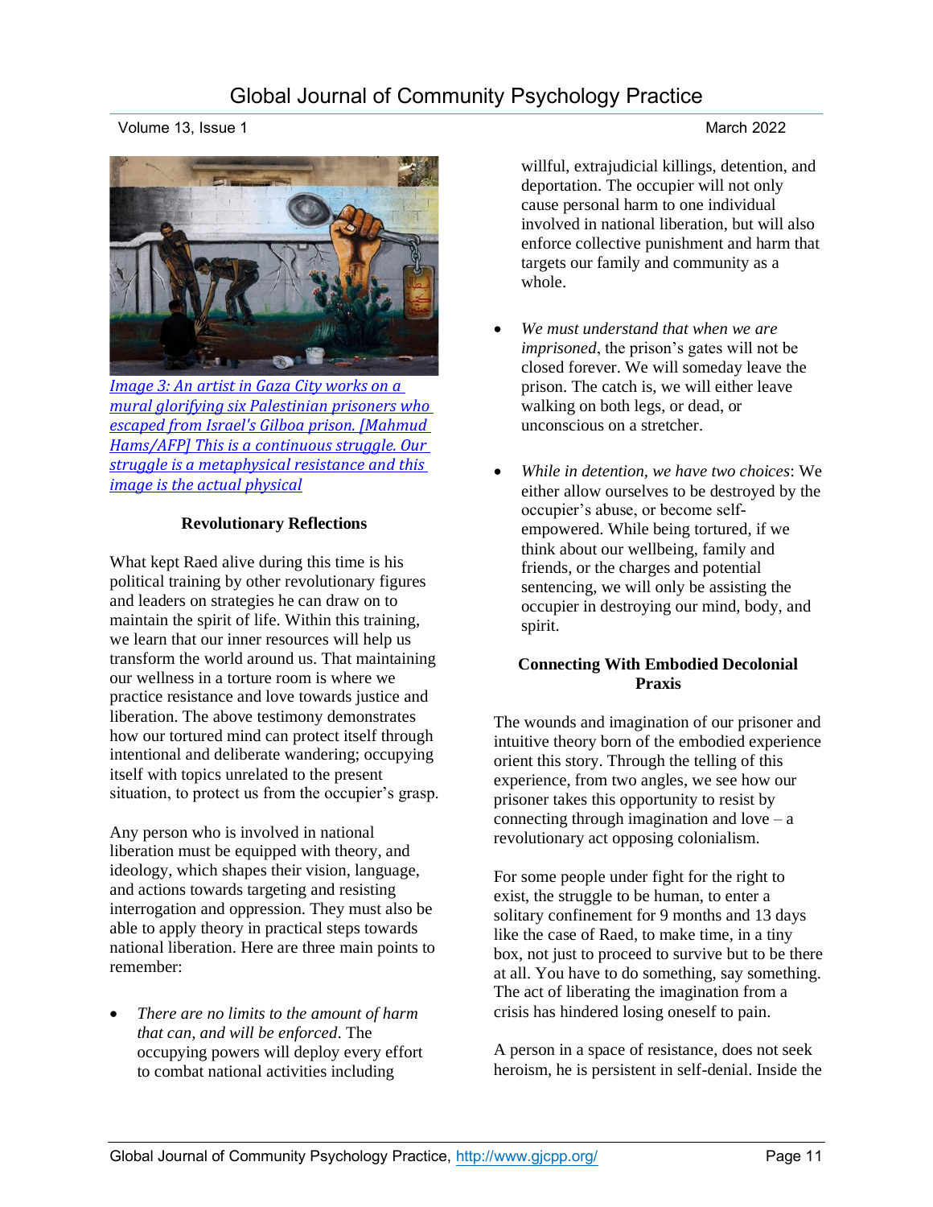*Image 3: An artist in Gaza City works on a mural glorifying six Palestinian prisoners who escaped from Israel's Gilboa prison. [Mahmud Hams/AFP] This is a continuous struggle. Our struggle is a metaphysical resistance and this image is the actual physical*

**Revolutionary Reflections**

What kept Raed alive during this time is his political training by other revolutionary figures and leaders on strategies he can draw on to maintain the spirit of life. Within this training, we learn that our inner resources will help us transform the world around us. That maintaining our wellness in a torture room is where we practice resistance and love towards justice and liberation. The above testimony demonstrates how our tortured mind can protect itself through intentional and deliberate wandering; occupying itself with topics unrelated to the present situation, to protect us from the occupier's grasp.

Any person who is involved in national liberation must be equipped with theory, and ideology, which shapes their vision, language, and actions towards targeting and resisting interrogation and oppression. They must also be able to apply theory in practical steps towards national liberation. Here are three main points to remember:

- *There are no limits to the amount of harm that can, and will be enforced*. The occupying powers will deploy every effort to combat national activities including willful, extrajudicial killings, detention, and deportation. The occupier will not only cause personal harm to one individual involved in national liberation, but will also enforce collective punishment and harm that targets our family and community as a whole.
- *We must understand that when we are imprisoned*, the prison's gates will not be closed forever. We will someday leave the prison. The catch is, we will either leave walking on both legs, or dead, or unconscious on a stretcher.
- *While in detention, we have two choices*: We either allow ourselves to be destroyed by the occupier's abuse, or become self-empowered. While being tortured, if we think about our wellbeing, family and friends, or the charges and potential sentencing, we will only be assisting the occupier in destroying our mind, body, and spirit.

**Connecting With Embodied Decolonial Praxis**

The wounds and imagination of our prisoner and intuitive theory born of the embodied experience orient this story. Through the telling of this experience, from two angles, we see how our prisoner takes this opportunity to resist by connecting through imagination and love – a revolutionary act opposing colonialism.

For some people under fight for the right to exist, the struggle to be human, to enter a solitary confinement for 9 months and 13 days like the case of Raed, to make time, in a tiny box, not just to proceed to survive but to be there at all. You have to do something, say something. The act of liberating the imagination from a crisis has hindered losing oneself to pain.

A person in a space of resistance, does not seek heroism, he is persistent in self-denial. Inside the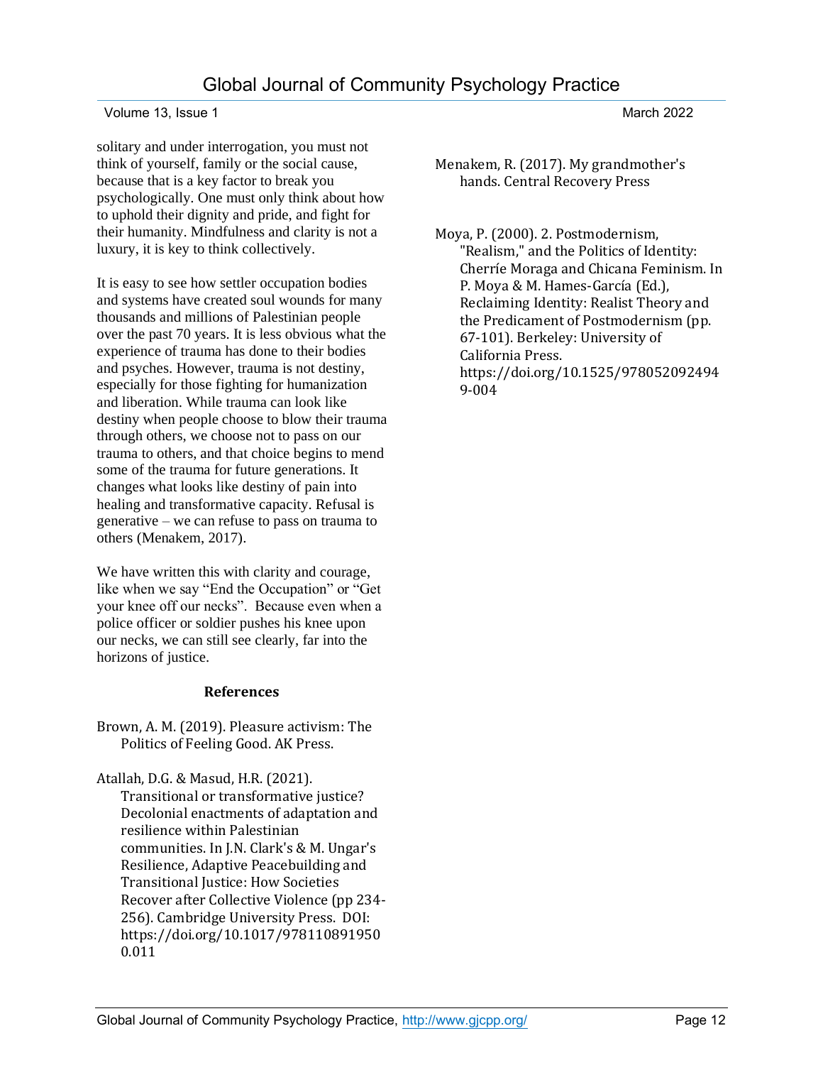solitary and under interrogation, you must not think of yourself, family or the social cause, because that is a key factor to break you psychologically. One must only think about how to uphold their dignity and pride, and fight for their humanity. Mindfulness and clarity is not a luxury, it is key to think collectively.

It is easy to see how settler occupation bodies and systems have created soul wounds for many thousands and millions of Palestinian people over the past 70 years. It is less obvious what the experience of trauma has done to their bodies and psyches. However, trauma is not destiny, especially for those fighting for humanization and liberation. While trauma can look like destiny when people choose to blow their trauma through others, we choose not to pass on our trauma to others, and that choice begins to mend some of the trauma for future generations. It changes what looks like destiny of pain into healing and transformative capacity. Refusal is generative – we can refuse to pass on trauma to others (Menakem, 2017).

We have written this with clarity and courage, like when we say "End the Occupation" or "Get your knee off our necks". Because even when a police officer or soldier pushes his knee upon our necks, we can still see clearly, far into the horizons of justice.

## References

Brown, A. M. (2019). Pleasure activism: The Politics of Feeling Good. AK Press.

Atallah, D.G. & Masud, H.R. (2021). Transitional or transformative justice? Decolonial enactments of adaptation and resilience within Palestinian communities. In J.N. Clark's & M. Ungar's Resilience, Adaptive Peacebuilding and Transitional Justice: How Societies Recover after Collective Violence (pp 234-256). Cambridge University Press. DOI: https://doi.org/10.1017/9781108919500.011

Menakem, R. (2017). My grandmother's hands. Central Recovery Press

Moya, P. (2000). 2. Postmodernism, "Realism," and the Politics of Identity: Cherríe Moraga and Chicana Feminism. In P. Moya & M. Hames-García (Ed.), Reclaiming Identity: Realist Theory and the Predicament of Postmodernism (pp. 67-101). Berkeley: University of California Press. https://doi.org/10.1525/9780520924949-004